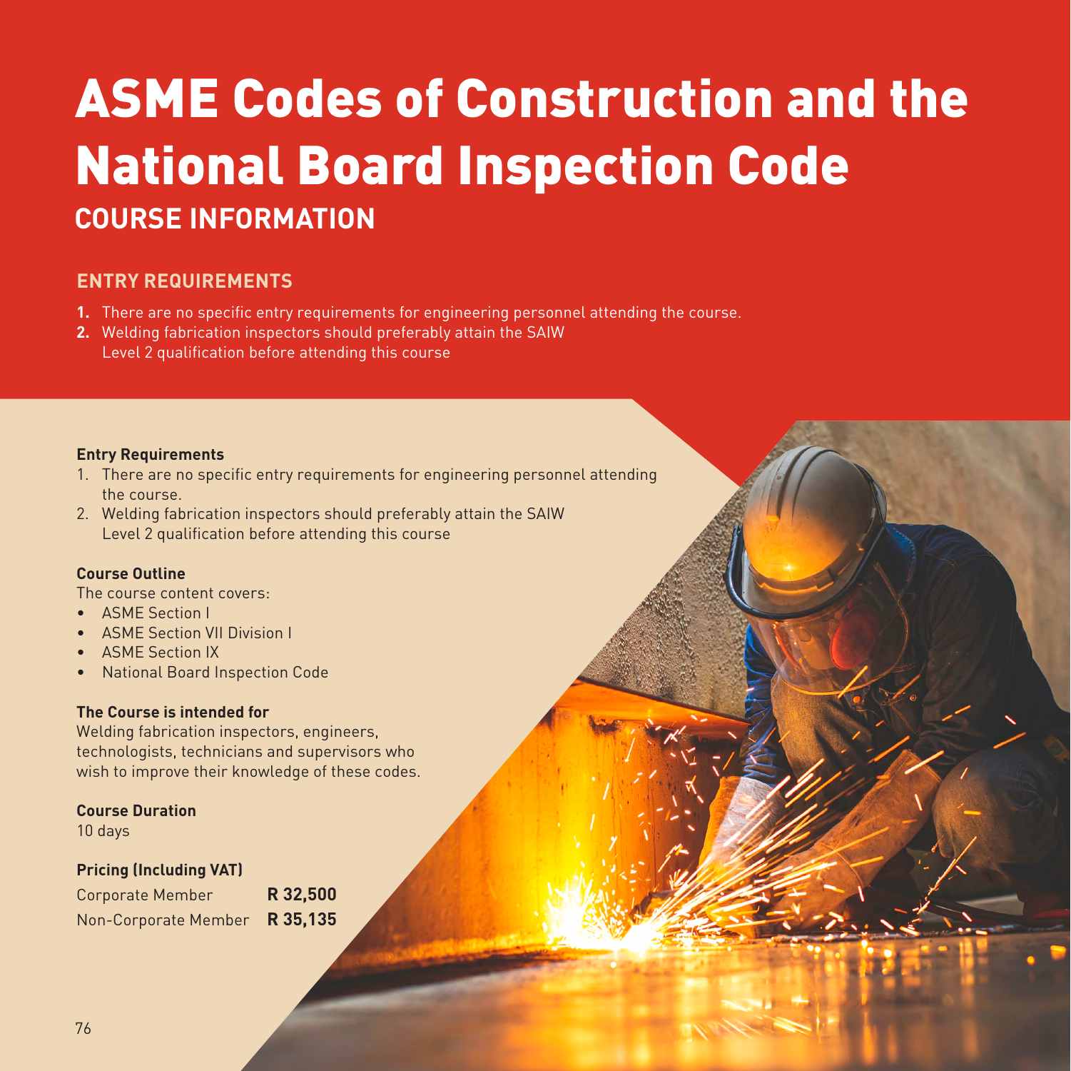# ASME Codes of Construction and the National Board Inspection Code

## COURSE INFORMATION

### ENTRY REQUIREMENTS

1. There are no specific entry requirements for engineering personnel attending the course.
2. Welding fabrication inspectors should preferably attain the SAIW Level 2 qualification before attending this course

**Entry Requirements**

1. There are no specific entry requirements for engineering personnel attending the course.
2. Welding fabrication inspectors should preferably attain the SAIW Level 2 qualification before attending this course

**Course Outline**

The course content covers:

- ASME Section I
- ASME Section VII Division I
- ASME Section IX
- National Board Inspection Code

**The Course is intended for**

Welding fabrication inspectors, engineers, technologists, technicians and supervisors who wish to improve their knowledge of these codes.

**Course Duration**

10 days

**Pricing (Including VAT)**

| | |
|---|---|
| Corporate Member | **R 32,500** |
| Non-Corporate Member | **R 35,135** |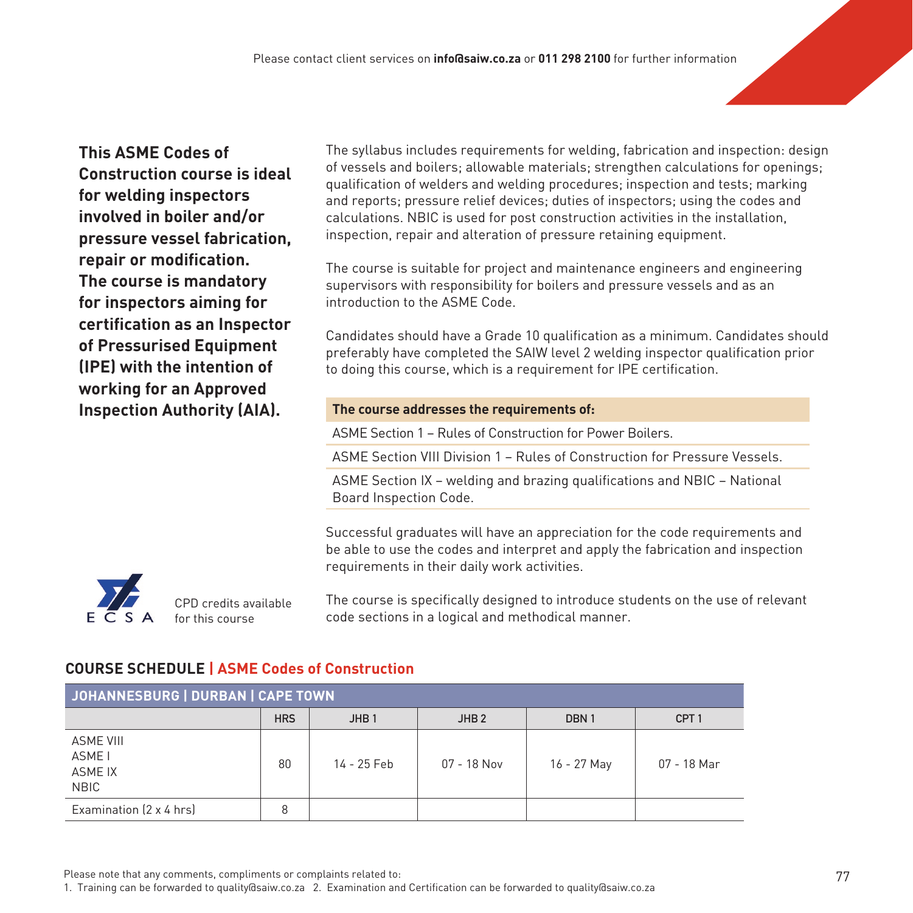Please contact client services on **info@saiw.co.za** or **011 298 2100** for further information

**This ASME Codes of Construction course is ideal for welding inspectors involved in boiler and/or pressure vessel fabrication, repair or modification. The course is mandatory for inspectors aiming for certification as an Inspector of Pressurised Equipment (IPE) with the intention of working for an Approved Inspection Authority (AIA).**

The syllabus includes requirements for welding, fabrication and inspection: design of vessels and boilers; allowable materials; strengthen calculations for openings; qualification of welders and welding procedures; inspection and tests; marking and reports; pressure relief devices; duties of inspectors; using the codes and calculations. NBIC is used for post construction activities in the installation, inspection, repair and alteration of pressure retaining equipment.

The course is suitable for project and maintenance engineers and engineering supervisors with responsibility for boilers and pressure vessels and as an introduction to the ASME Code.

Candidates should have a Grade 10 qualification as a minimum. Candidates should preferably have completed the SAIW level 2 welding inspector qualification prior to doing this course, which is a requirement for IPE certification.

| The course addresses the requirements of: |
| --- |
| ASME Section 1 – Rules of Construction for Power Boilers. |
| ASME Section VIII Division 1 – Rules of Construction for Pressure Vessels. |
| ASME Section IX – welding and brazing qualifications and NBIC – National Board Inspection Code. |

Successful graduates will have an appreciation for the code requirements and be able to use the codes and interpret and apply the fabrication and inspection requirements in their daily work activities.

The course is specifically designed to introduce students on the use of relevant code sections in a logical and methodical manner.

ECSA

CPD credits available for this course

## COURSE SCHEDULE | ASME Codes of Construction

**JOHANNESBURG | DURBAN | CAPE TOWN**

| | HRS | JHB 1 | JHB 2 | DBN 1 | CPT 1 |
| --- | --- | --- | --- | --- | --- |
| ASME VIII<br>ASME I<br>ASME IX<br>NBIC | 80 | 14 - 25 Feb | 07 - 18 Nov | 16 - 27 May | 07 - 18 Mar |
| Examination (2 x 4 hrs) | 8 | | | | |

Please note that any comments, compliments or complaints related to:
1. Training can be forwarded to quality@saiw.co.za 2. Examination and Certification can be forwarded to quality@saiw.co.za